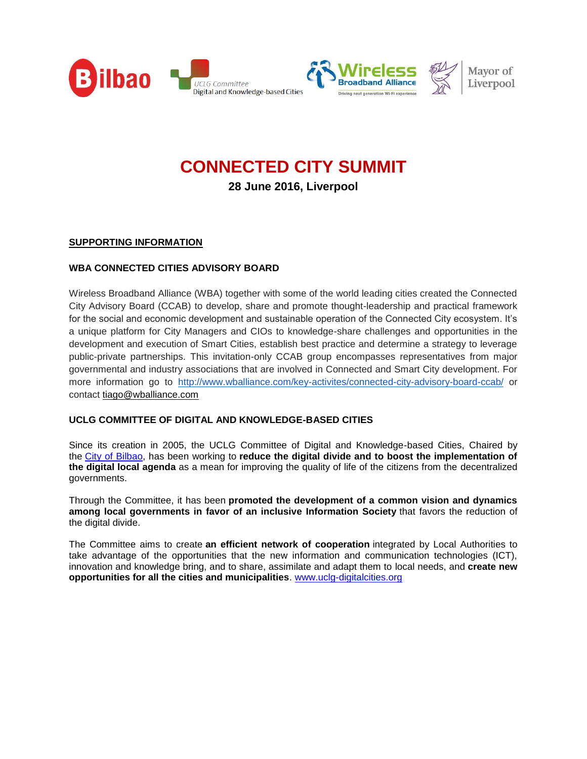# CONNECTED CITY SUMMIT

**28 June 2016, Liverpool**

## SUPPORTING INFORMATION

### WBA CONNECTED CITIES ADVISORY BOARD

Wireless Broadband Alliance (WBA) together with some of the world leading cities created the Connected City Advisory Board (CCAB) to develop, share and promote thought-leadership and practical framework for the social and economic development and sustainable operation of the Connected City ecosystem. It's a unique platform for City Managers and CIOs to knowledge-share challenges and opportunities in the development and execution of Smart Cities, establish best practice and determine a strategy to leverage public-private partnerships. This invitation-only CCAB group encompasses representatives from major governmental and industry associations that are involved in Connected and Smart City development. For more information go to http://www.wballiance.com/key-activites/connected-city-advisory-board-ccab/ or contact tiago@wballiance.com

### UCLG COMMITTEE OF DIGITAL AND KNOWLEDGE-BASED CITIES

Since its creation in 2005, the UCLG Committee of Digital and Knowledge-based Cities, Chaired by the City of Bilbao, has been working to **reduce the digital divide and to boost the implementation of the digital local agenda** as a mean for improving the quality of life of the citizens from the decentralized governments.

Through the Committee, it has been **promoted the development of a common vision and dynamics among local governments in favor of an inclusive Information Society** that favors the reduction of the digital divide.

The Committee aims to create **an efficient network of cooperation** integrated by Local Authorities to take advantage of the opportunities that the new information and communication technologies (ICT), innovation and knowledge bring, and to share, assimilate and adapt them to local needs, and **create new opportunities for all the cities and municipalities**. www.uclg-digitalcities.org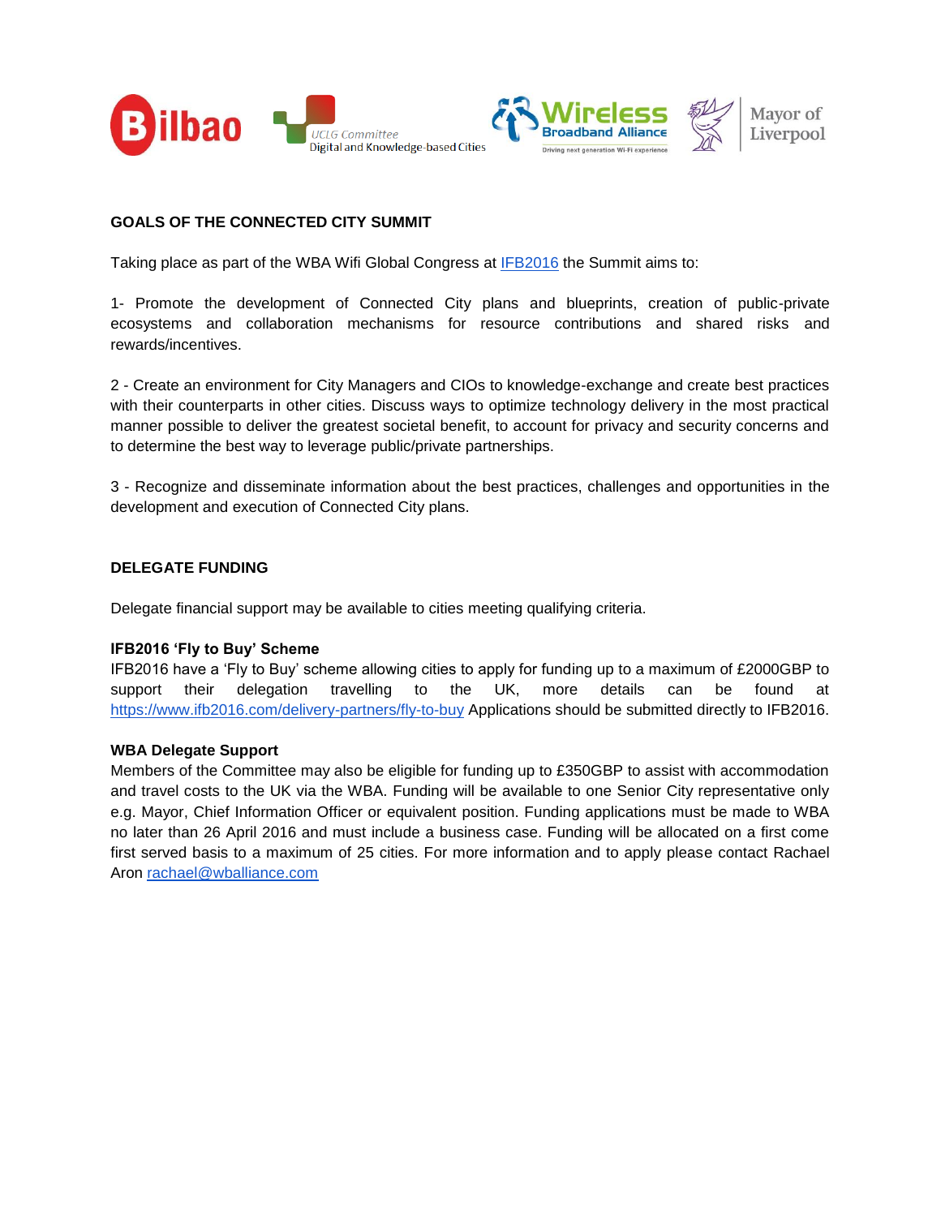## GOALS OF THE CONNECTED CITY SUMMIT

Taking place as part of the WBA Wifi Global Congress at IFB2016 the Summit aims to:

1- Promote the development of Connected City plans and blueprints, creation of public-private ecosystems and collaboration mechanisms for resource contributions and shared risks and rewards/incentives.

2 - Create an environment for City Managers and CIOs to knowledge-exchange and create best practices with their counterparts in other cities. Discuss ways to optimize technology delivery in the most practical manner possible to deliver the greatest societal benefit, to account for privacy and security concerns and to determine the best way to leverage public/private partnerships.

3 - Recognize and disseminate information about the best practices, challenges and opportunities in the development and execution of Connected City plans.

## DELEGATE FUNDING

Delegate financial support may be available to cities meeting qualifying criteria.

### IFB2016 'Fly to Buy' Scheme

IFB2016 have a 'Fly to Buy' scheme allowing cities to apply for funding up to a maximum of £2000GBP to support their delegation travelling to the UK, more details can be found at https://www.ifb2016.com/delivery-partners/fly-to-buy Applications should be submitted directly to IFB2016.

### WBA Delegate Support

Members of the Committee may also be eligible for funding up to £350GBP to assist with accommodation and travel costs to the UK via the WBA. Funding will be available to one Senior City representative only e.g. Mayor, Chief Information Officer or equivalent position. Funding applications must be made to WBA no later than 26 April 2016 and must include a business case. Funding will be allocated on a first come first served basis to a maximum of 25 cities. For more information and to apply please contact Rachael Aron rachael@wballiance.com